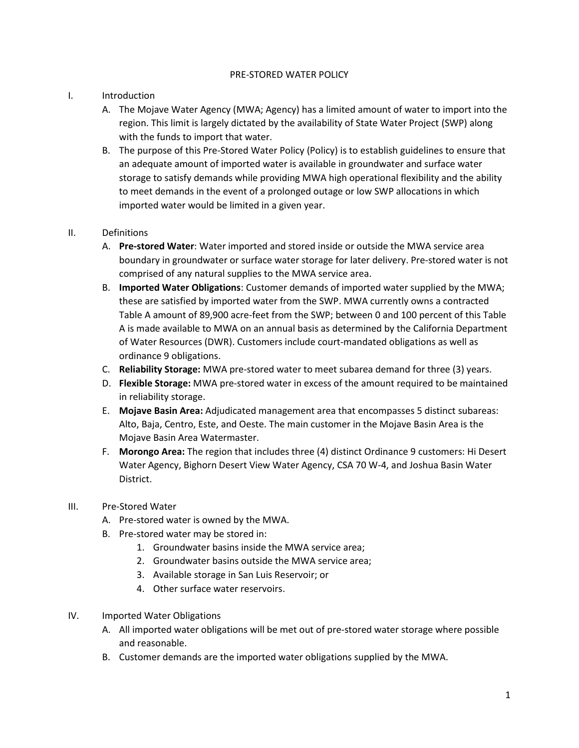# PRE-STORED WATER POLICY

I. Introduction

A. The Mojave Water Agency (MWA; Agency) has a limited amount of water to import into the region. This limit is largely dictated by the availability of State Water Project (SWP) along with the funds to import that water.

B. The purpose of this Pre-Stored Water Policy (Policy) is to establish guidelines to ensure that an adequate amount of imported water is available in groundwater and surface water storage to satisfy demands while providing MWA high operational flexibility and the ability to meet demands in the event of a prolonged outage or low SWP allocations in which imported water would be limited in a given year.

II. Definitions

A. **Pre-stored Water**: Water imported and stored inside or outside the MWA service area boundary in groundwater or surface water storage for later delivery. Pre-stored water is not comprised of any natural supplies to the MWA service area.

B. **Imported Water Obligations**: Customer demands of imported water supplied by the MWA; these are satisfied by imported water from the SWP. MWA currently owns a contracted Table A amount of 89,900 acre-feet from the SWP; between 0 and 100 percent of this Table A is made available to MWA on an annual basis as determined by the California Department of Water Resources (DWR). Customers include court-mandated obligations as well as ordinance 9 obligations.

C. **Reliability Storage:** MWA pre-stored water to meet subarea demand for three (3) years.

D. **Flexible Storage:** MWA pre-stored water in excess of the amount required to be maintained in reliability storage.

E. **Mojave Basin Area:** Adjudicated management area that encompasses 5 distinct subareas: Alto, Baja, Centro, Este, and Oeste. The main customer in the Mojave Basin Area is the Mojave Basin Area Watermaster.

F. **Morongo Area:** The region that includes three (4) distinct Ordinance 9 customers: Hi Desert Water Agency, Bighorn Desert View Water Agency, CSA 70 W-4, and Joshua Basin Water District.

III. Pre-Stored Water

A. Pre-stored water is owned by the MWA.

B. Pre-stored water may be stored in:

1. Groundwater basins inside the MWA service area;
2. Groundwater basins outside the MWA service area;
3. Available storage in San Luis Reservoir; or
4. Other surface water reservoirs.

IV. Imported Water Obligations

A. All imported water obligations will be met out of pre-stored water storage where possible and reasonable.

B. Customer demands are the imported water obligations supplied by the MWA.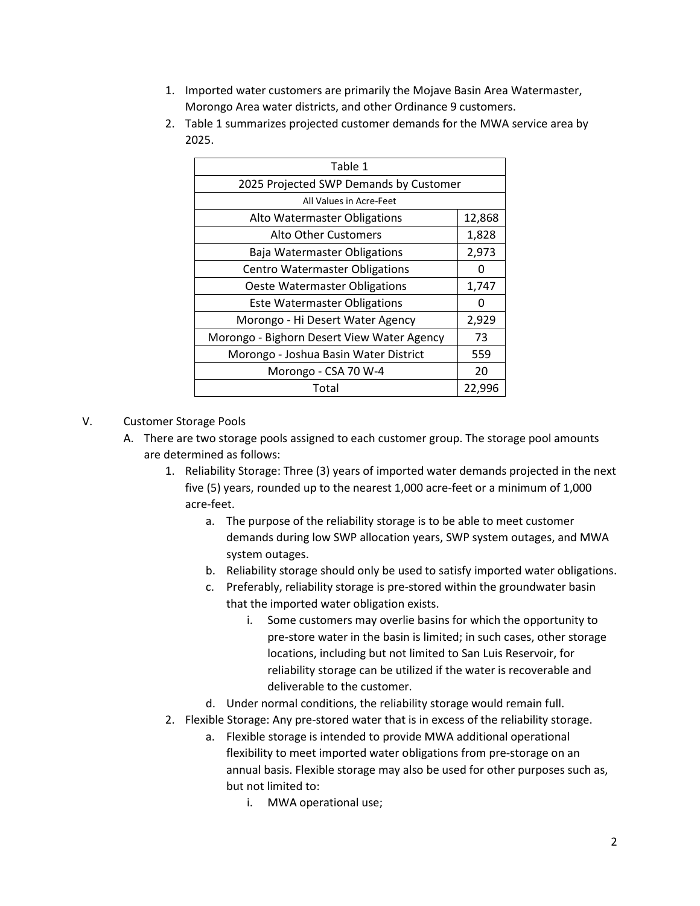1. Imported water customers are primarily the Mojave Basin Area Watermaster, Morongo Area water districts, and other Ordinance 9 customers.
2. Table 1 summarizes projected customer demands for the MWA service area by 2025.

| Table 1 | |
|---|---|
| 2025 Projected SWP Demands by Customer | |
| All Values in Acre-Feet | |
| Alto Watermaster Obligations | 12,868 |
| Alto Other Customers | 1,828 |
| Baja Watermaster Obligations | 2,973 |
| Centro Watermaster Obligations | 0 |
| Oeste Watermaster Obligations | 1,747 |
| Este Watermaster Obligations | 0 |
| Morongo - Hi Desert Water Agency | 2,929 |
| Morongo - Bighorn Desert View Water Agency | 73 |
| Morongo - Joshua Basin Water District | 559 |
| Morongo - CSA 70 W-4 | 20 |
| Total | 22,996 |

V. Customer Storage Pools

A. There are two storage pools assigned to each customer group. The storage pool amounts are determined as follows:

1. Reliability Storage: Three (3) years of imported water demands projected in the next five (5) years, rounded up to the nearest 1,000 acre-feet or a minimum of 1,000 acre-feet.
    a. The purpose of the reliability storage is to be able to meet customer demands during low SWP allocation years, SWP system outages, and MWA system outages.
    b. Reliability storage should only be used to satisfy imported water obligations.
    c. Preferably, reliability storage is pre-stored within the groundwater basin that the imported water obligation exists.
        i. Some customers may overlie basins for which the opportunity to pre-store water in the basin is limited; in such cases, other storage locations, including but not limited to San Luis Reservoir, for reliability storage can be utilized if the water is recoverable and deliverable to the customer.
    d. Under normal conditions, the reliability storage would remain full.
2. Flexible Storage: Any pre-stored water that is in excess of the reliability storage.
    a. Flexible storage is intended to provide MWA additional operational flexibility to meet imported water obligations from pre-storage on an annual basis. Flexible storage may also be used for other purposes such as, but not limited to:
        i. MWA operational use;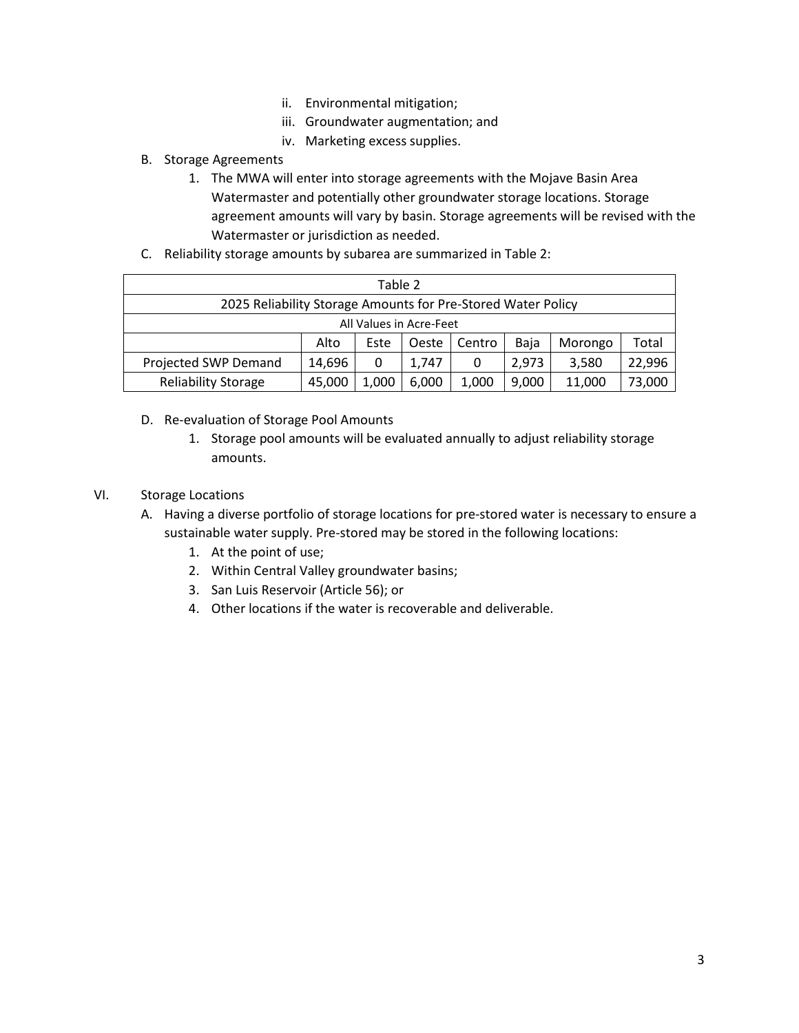ii. Environmental mitigation;
iii. Groundwater augmentation; and
iv. Marketing excess supplies.

B. Storage Agreements

1. The MWA will enter into storage agreements with the Mojave Basin Area Watermaster and potentially other groundwater storage locations. Storage agreement amounts will vary by basin. Storage agreements will be revised with the Watermaster or jurisdiction as needed.

C. Reliability storage amounts by subarea are summarized in Table 2:

| Table 2 | | | | | | | |
|---|---|---|---|---|---|---|---|
| 2025 Reliability Storage Amounts for Pre-Stored Water Policy | | | | | | | |
| All Values in Acre-Feet | | | | | | | |
| | Alto | Este | Oeste | Centro | Baja | Morongo | Total |
| Projected SWP Demand | 14,696 | 0 | 1,747 | 0 | 2,973 | 3,580 | 22,996 |
| Reliability Storage | 45,000 | 1,000 | 6,000 | 1,000 | 9,000 | 11,000 | 73,000 |

D. Re-evaluation of Storage Pool Amounts

1. Storage pool amounts will be evaluated annually to adjust reliability storage amounts.

VI. Storage Locations

A. Having a diverse portfolio of storage locations for pre-stored water is necessary to ensure a sustainable water supply. Pre-stored may be stored in the following locations:

1. At the point of use;
2. Within Central Valley groundwater basins;
3. San Luis Reservoir (Article 56); or
4. Other locations if the water is recoverable and deliverable.